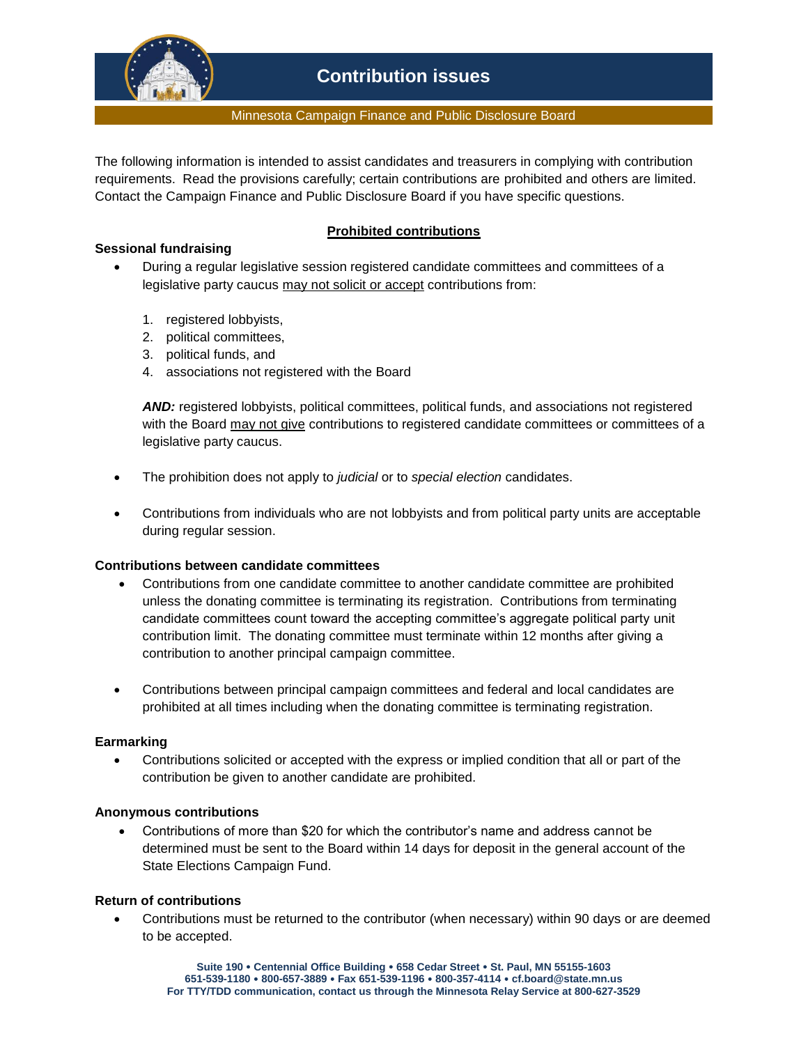# Contribution issues

Minnesota Campaign Finance and Public Disclosure Board

The following information is intended to assist candidates and treasurers in complying with contribution requirements. Read the provisions carefully; certain contributions are prohibited and others are limited. Contact the Campaign Finance and Public Disclosure Board if you have specific questions.

## Prohibited contributions

### Sessional fundraising

- During a regular legislative session registered candidate committees and committees of a legislative party caucus may not solicit or accept contributions from:

  1. registered lobbyists,
  2. political committees,
  3. political funds, and
  4. associations not registered with the Board

  ***AND:*** registered lobbyists, political committees, political funds, and associations not registered with the Board may not give contributions to registered candidate committees or committees of a legislative party caucus.

- The prohibition does not apply to *judicial* or to *special election* candidates.

- Contributions from individuals who are not lobbyists and from political party units are acceptable during regular session.

### Contributions between candidate committees

- Contributions from one candidate committee to another candidate committee are prohibited unless the donating committee is terminating its registration. Contributions from terminating candidate committees count toward the accepting committee's aggregate political party unit contribution limit. The donating committee must terminate within 12 months after giving a contribution to another principal campaign committee.

- Contributions between principal campaign committees and federal and local candidates are prohibited at all times including when the donating committee is terminating registration.

### Earmarking

- Contributions solicited or accepted with the express or implied condition that all or part of the contribution be given to another candidate are prohibited.

### Anonymous contributions

- Contributions of more than $20 for which the contributor's name and address cannot be determined must be sent to the Board within 14 days for deposit in the general account of the State Elections Campaign Fund.

### Return of contributions

- Contributions must be returned to the contributor (when necessary) within 90 days or are deemed to be accepted.

**Suite 190 • Centennial Office Building • 658 Cedar Street • St. Paul, MN 55155-1603**
**651-539-1180 • 800-657-3889 • Fax 651-539-1196 • 800-357-4114 • cf.board@state.mn.us**
**For TTY/TDD communication, contact us through the Minnesota Relay Service at 800-627-3529**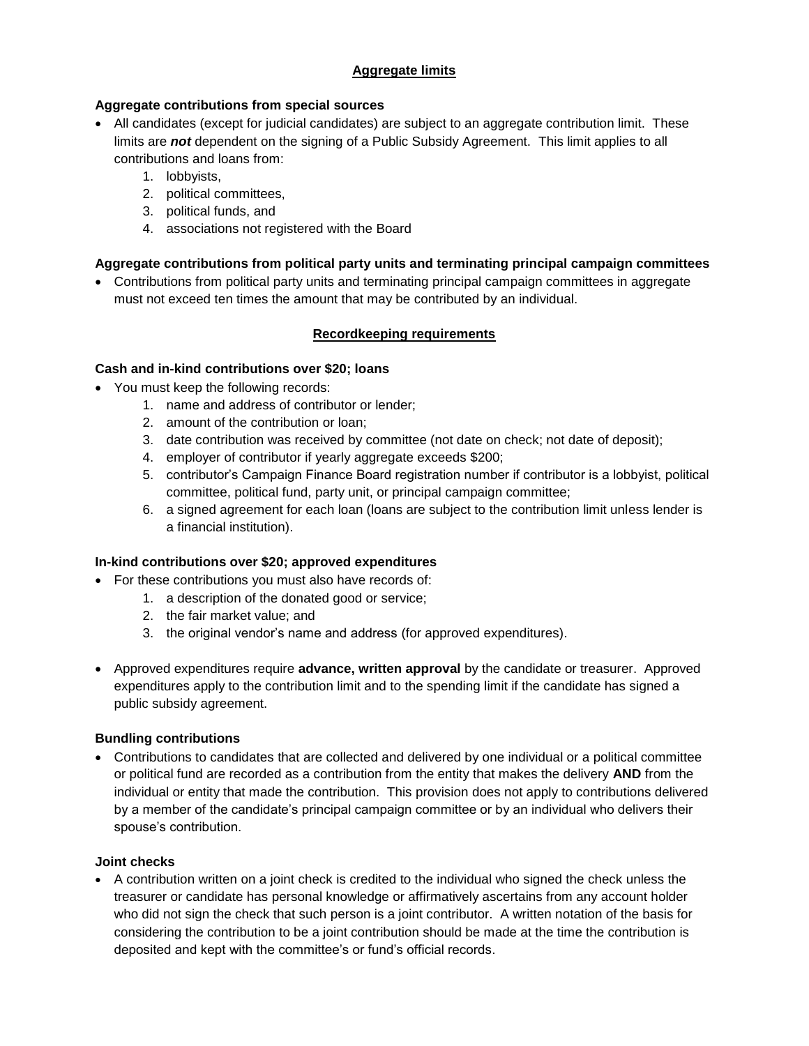## Aggregate limits

### Aggregate contributions from special sources

- All candidates (except for judicial candidates) are subject to an aggregate contribution limit. These limits are ***not*** dependent on the signing of a Public Subsidy Agreement. This limit applies to all contributions and loans from:
    1. lobbyists,
    2. political committees,
    3. political funds, and
    4. associations not registered with the Board

### Aggregate contributions from political party units and terminating principal campaign committees

- Contributions from political party units and terminating principal campaign committees in aggregate must not exceed ten times the amount that may be contributed by an individual.

## Recordkeeping requirements

### Cash and in-kind contributions over $20; loans

- You must keep the following records:
    1. name and address of contributor or lender;
    2. amount of the contribution or loan;
    3. date contribution was received by committee (not date on check; not date of deposit);
    4. employer of contributor if yearly aggregate exceeds $200;
    5. contributor's Campaign Finance Board registration number if contributor is a lobbyist, political committee, political fund, party unit, or principal campaign committee;
    6. a signed agreement for each loan (loans are subject to the contribution limit unless lender is a financial institution).

### In-kind contributions over $20; approved expenditures

- For these contributions you must also have records of:
    1. a description of the donated good or service;
    2. the fair market value; and
    3. the original vendor's name and address (for approved expenditures).

- Approved expenditures require **advance, written approval** by the candidate or treasurer. Approved expenditures apply to the contribution limit and to the spending limit if the candidate has signed a public subsidy agreement.

### Bundling contributions

- Contributions to candidates that are collected and delivered by one individual or a political committee or political fund are recorded as a contribution from the entity that makes the delivery **AND** from the individual or entity that made the contribution. This provision does not apply to contributions delivered by a member of the candidate's principal campaign committee or by an individual who delivers their spouse's contribution.

### Joint checks

- A contribution written on a joint check is credited to the individual who signed the check unless the treasurer or candidate has personal knowledge or affirmatively ascertains from any account holder who did not sign the check that such person is a joint contributor. A written notation of the basis for considering the contribution to be a joint contribution should be made at the time the contribution is deposited and kept with the committee's or fund's official records.